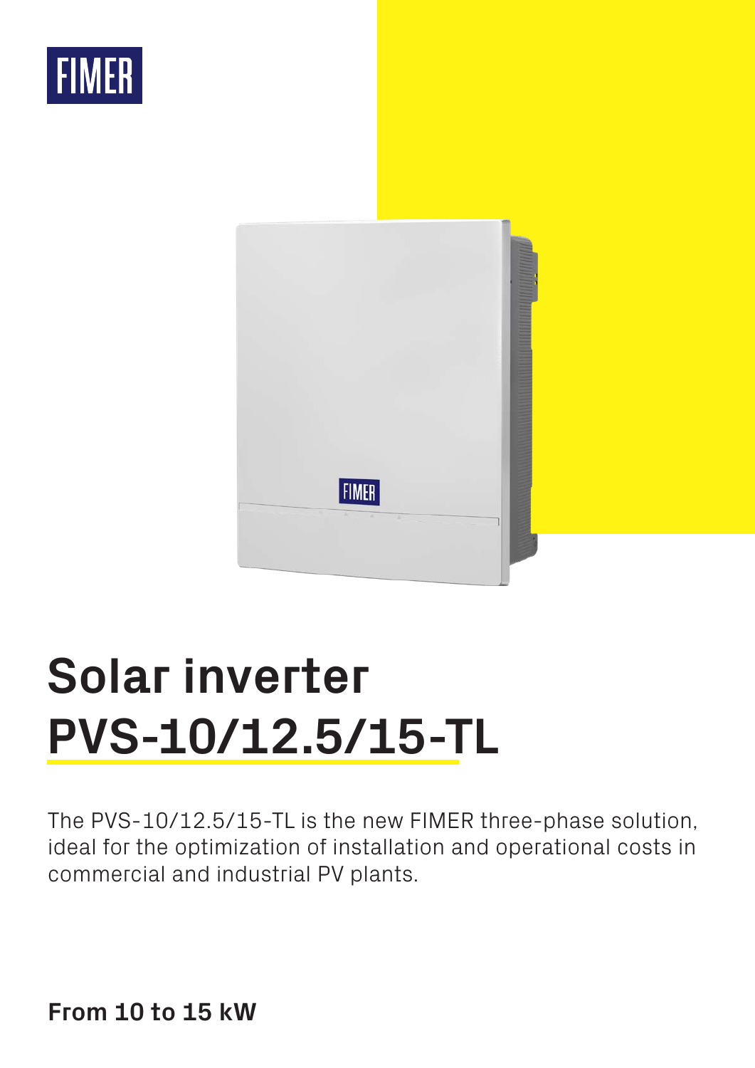FIMER

# Solar inverter
# PVS-10/12.5/15-TL

The PVS-10/12.5/15-TL is the new FIMER three-phase solution, ideal for the optimization of installation and operational costs in commercial and industrial PV plants.

**From 10 to 15 kW**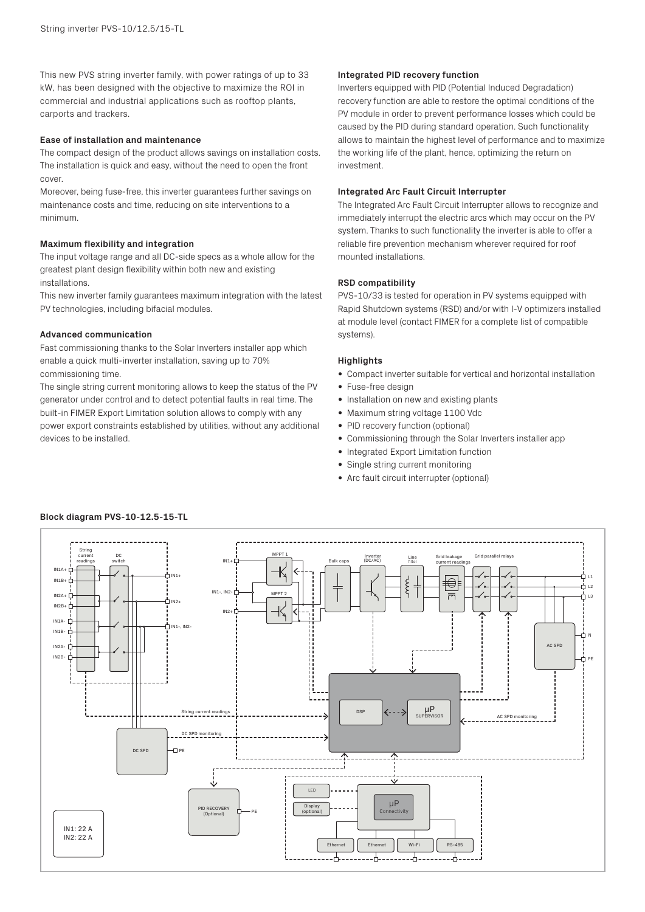This new PVS string inverter family, with power ratings of up to 33 kW, has been designed with the objective to maximize the ROI in commercial and industrial applications such as rooftop plants, carports and trackers.

### Ease of installation and maintenance

The compact design of the product allows savings on installation costs. The installation is quick and easy, without the need to open the front cover.

Moreover, being fuse-free, this inverter guarantees further savings on maintenance costs and time, reducing on site interventions to a minimum.

### Maximum flexibility and integration

The input voltage range and all DC-side specs as a whole allow for the greatest plant design flexibility within both new and existing installations.

This new inverter family guarantees maximum integration with the latest PV technologies, including bifacial modules.

### Advanced communication

Fast commissioning thanks to the Solar Inverters installer app which enable a quick multi-inverter installation, saving up to 70% commissioning time.

The single string current monitoring allows to keep the status of the PV generator under control and to detect potential faults in real time. The built-in FIMER Export Limitation solution allows to comply with any power export constraints established by utilities, without any additional devices to be installed.

### Integrated PID recovery function

Inverters equipped with PID (Potential Induced Degradation) recovery function are able to restore the optimal conditions of the PV module in order to prevent performance losses which could be caused by the PID during standard operation. Such functionality allows to maintain the highest level of performance and to maximize the working life of the plant, hence, optimizing the return on investment.

### Integrated Arc Fault Circuit Interrupter

The Integrated Arc Fault Circuit Interrupter allows to recognize and immediately interrupt the electric arcs which may occur on the PV system. Thanks to such functionality the inverter is able to offer a reliable fire prevention mechanism wherever required for roof mounted installations.

### RSD compatibility

PVS-10/33 is tested for operation in PV systems equipped with Rapid Shutdown systems (RSD) and/or with I-V optimizers installed at module level (contact FIMER for a complete list of compatible systems).

### Highlights

- Compact inverter suitable for vertical and horizontal installation
- Fuse-free design
- Installation on new and existing plants
- Maximum string voltage 1100 Vdc
- PID recovery function (optional)
- Commissioning through the Solar Inverters installer app
- Integrated Export Limitation function
- Single string current monitoring
- Arc fault circuit interrupter (optional)

### Block diagram PVS-10-12.5-15-TL

String current readings, DC switch, IN1A+, IN1B+, IN2A+, IN2B+, IN1A-, IN1B-, IN2A-, IN2B-, IN1+, IN2+, IN1-, IN2-, DC SPD, PE, MPPT 1, MPPT 2, Bulk caps, Inverter (DC/AC), Line filter, Grid leakage current readings, Grid parallel relays, L1, L2, L3, N, PE, AC SPD, DSP, µP SUPERVISOR, String current readings, DC SPD monitoring, AC SPD monitoring, PID RECOVERY (Optional), LED, Display (optional), µP Connectivity, Ethernet, Ethernet, Wi-Fi, RS-485

IN1: 22 A
IN2: 22 A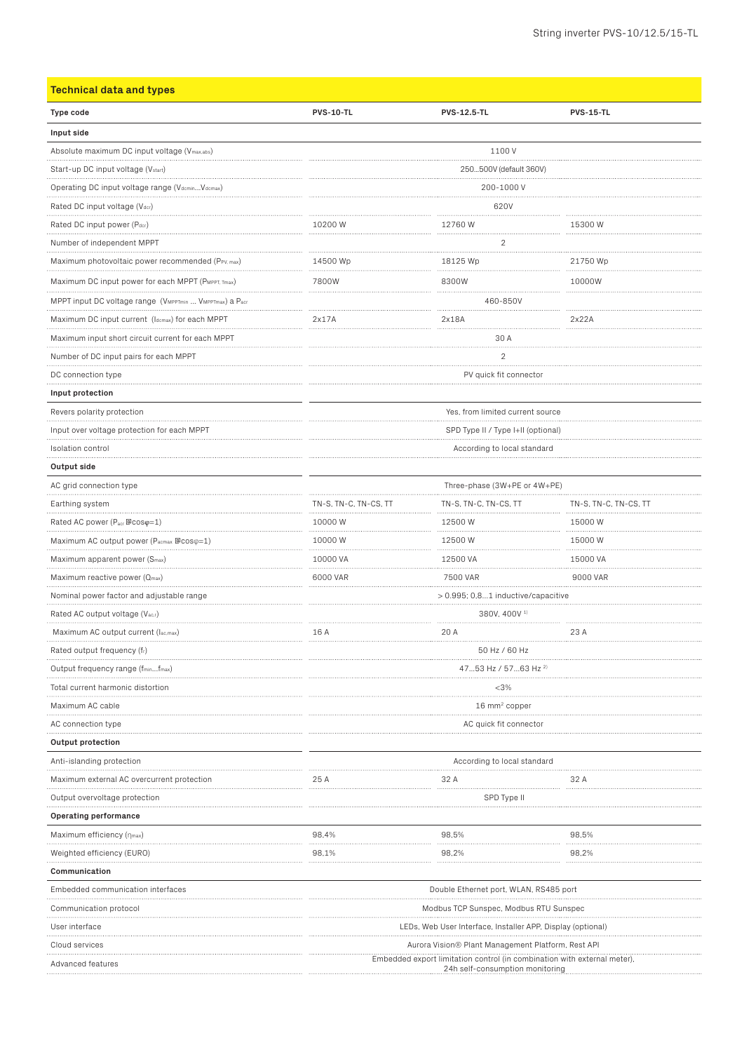## Technical data and types

| Type code | PVS-10-TL | PVS-12.5-TL | PVS-15-TL |
|---|---|---|---|
| **Input side** | | | |
| Absolute maximum DC input voltage ($V_{max,abs}$) | 1100 V | | |
| Start-up DC input voltage ($V_{start}$) | 250...500V (default 360V) | | |
| Operating DC input voltage range ($V_{dcmin}$...$V_{dcmax}$) | 200-1000 V | | |
| Rated DC input voltage ($V_{dcr}$) | 620V | | |
| Rated DC input power ($P_{dcr}$) | 10200 W | 12760 W | 15300 W |
| Number of independent MPPT | 2 | | |
| Maximum photovoltaic power recommended ($P_{PV,max}$) | 14500 Wp | 18125 Wp | 21750 Wp |
| Maximum DC input power for each MPPT ($P_{MPPT,Tmax}$) | 7800W | 8300W | 10000W |
| MPPT input DC voltage range ($V_{MPPTmin}$ ... $V_{MPPTmax}$) a $P_{acr}$ | 460-850V | | |
| Maximum DC input current ($I_{dcmax}$) for each MPPT | 2x17A | 2x18A | 2x22A |
| Maximum input short circuit current for each MPPT | 30 A | | |
| Number of DC input pairs for each MPPT | 2 | | |
| DC connection type | PV quick fit connector | | |
| **Input protection** | | | |
| Revers polarity protection | Yes, from limited current source | | |
| Input over voltage protection for each MPPT | SPD Type II / Type I+II (optional) | | |
| Isolation control | According to local standard | | |
| **Output side** | | | |
| AC grid connection type | Three-phase (3W+PE or 4W+PE) | | |
| Earthing system | TN-S, TN-C, TN-CS, TT | TN-S, TN-C, TN-CS, TT | TN-S, TN-C, TN-CS, TT |
| Rated AC power ($P_{acr}$ @cosφ=1) | 10000 W | 12500 W | 15000 W |
| Maximum AC output power ($P_{acmax}$ @cosφ=1) | 10000 W | 12500 W | 15000 W |
| Maximum apparent power ($S_{max}$) | 10000 VA | 12500 VA | 15000 VA |
| Maximum reactive power ($Q_{max}$) | 6000 VAR | 7500 VAR | 9000 VAR |
| Nominal power factor and adjustable range | > 0.995; 0,8...1 inductive/capacitive | | |
| Rated AC output voltage ($V_{ac,r}$) | 380V, 400V [1] | | |
| Maximum AC output current ($I_{ac,max}$) | 16 A | 20 A | 23 A |
| Rated output frequency ($f_r$) | 50 Hz / 60 Hz | | |
| Output frequency range ($f_{min}$...$f_{max}$) | 47...53 Hz / 57...63 Hz [2] | | |
| Total current harmonic distortion | <3% | | |
| Maximum AC cable | 16 mm² copper | | |
| AC connection type | AC quick fit connector | | |
| **Output protection** | | | |
| Anti-islanding protection | According to local standard | | |
| Maximum external AC overcurrent protection | 25 A | 32 A | 32 A |
| Output overvoltage protection | SPD Type II | | |
| **Operating performance** | | | |
| Maximum efficiency ($\eta_{max}$) | 98,4% | 98,5% | 98,5% |
| Weighted efficiency (EURO) | 98,1% | 98,2% | 98,2% |
| **Communication** | | | |
| Embedded communication interfaces | Double Ethernet port, WLAN, RS485 port | | |
| Communication protocol | Modbus TCP Sunspec, Modbus RTU Sunspec | | |
| User interface | LEDs, Web User Interface, Installer APP, Display (optional) | | |
| Cloud services | Aurora Vision® Plant Management Platform, Rest API | | |
| Advanced features | Embedded export limitation control (in combination with external meter), 24h self-consumption monitoring | | |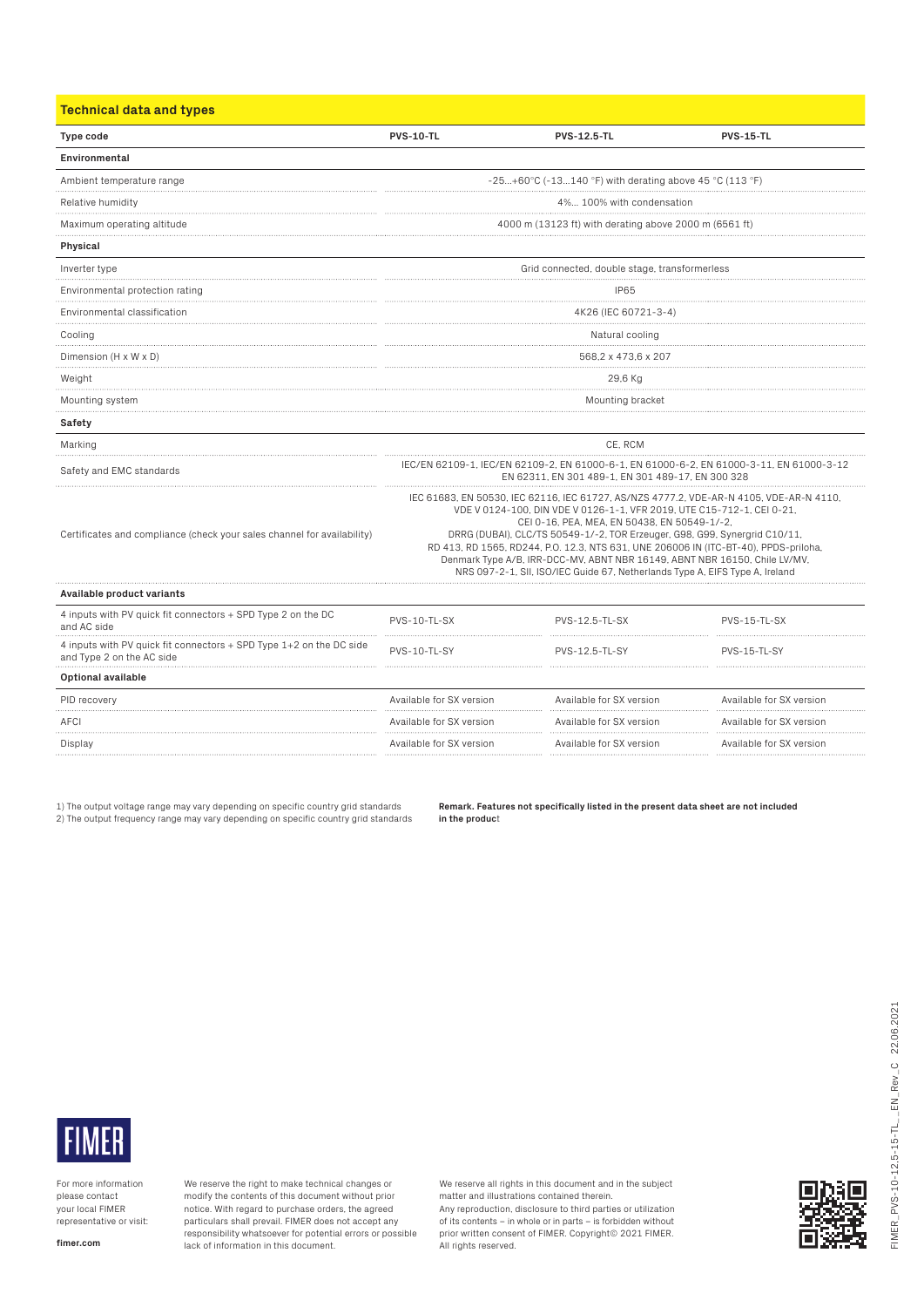## Technical data and types

| Type code | PVS-10-TL | PVS-12.5-TL | PVS-15-TL |
|---|---|---|---|
| **Environmental** | | | |
| Ambient temperature range | -25...+60°C (-13...140 °F) with derating above 45 °C (113 °F) | | |
| Relative humidity | 4%... 100% with condensation | | |
| Maximum operating altitude | 4000 m (13123 ft) with derating above 2000 m (6561 ft) | | |
| **Physical** | | | |
| Inverter type | Grid connected, double stage, transformerless | | |
| Environmental protection rating | IP65 | | |
| Environmental classification | 4K26 (IEC 60721-3-4) | | |
| Cooling | Natural cooling | | |
| Dimension (H x W x D) | 568,2 x 473,6 x 207 | | |
| Weight | 29,6 Kg | | |
| Mounting system | Mounting bracket | | |
| **Safety** | | | |
| Marking | CE, RCM | | |
| Safety and EMC standards | IEC/EN 62109-1, IEC/EN 62109-2, EN 61000-6-1, EN 61000-6-2, EN 61000-3-11, EN 61000-3-12 EN 62311, EN 301 489-1, EN 301 489-17, EN 300 328 | | |
| Certificates and compliance (check your sales channel for availability) | IEC 61683, EN 50530, IEC 62116, IEC 61727, AS/NZS 4777.2, VDE-AR-N 4105, VDE-AR-N 4110, VDE V 0124-100, DIN VDE V 0126-1-1, VFR 2019, UTE C15-712-1, CEI 0-21, CEI 0-16, PEA, MEA, EN 50438, EN 50549-1/-2, DRRG (DUBAI), CLC/TS 50549-1/-2, TOR Erzeuger, G98, G99, Synergrid C10/11, RD 413, RD 1565, RD244, P.O. 12.3, NTS 631, UNE 206006 IN (ITC-BT-40), PPDS-priloha, Denmark Type A/B, IRR-DCC-MV, ABNT NBR 16149, ABNT NBR 16150, Chile LV/MV, NRS 097-2-1, SII, ISO/IEC Guide 67, Netherlands Type A, EIFS Type A, Ireland | | |
| **Available product variants** | | | |
| 4 inputs with PV quick fit connectors + SPD Type 2 on the DC and AC side | PVS-10-TL-SX | PVS-12.5-TL-SX | PVS-15-TL-SX |
| 4 inputs with PV quick fit connectors + SPD Type 1+2 on the DC side and Type 2 on the AC side | PVS-10-TL-SY | PVS-12.5-TL-SY | PVS-15-TL-SY |
| **Optional available** | | | |
| PID recovery | Available for SX version | Available for SX version | Available for SX version |
| AFCI | Available for SX version | Available for SX version | Available for SX version |
| Display | Available for SX version | Available for SX version | Available for SX version |

1) The output voltage range may vary depending on specific country grid standards
2) The output frequency range may vary depending on specific country grid standards

**Remark. Features not specifically listed in the present data sheet are not included in the product**

FIMER

For more information please contact your local FIMER representative or visit:

**fimer.com**

We reserve the right to make technical changes or modify the contents of this document without prior notice. With regard to purchase orders, the agreed particulars shall prevail. FIMER does not accept any responsibility whatsoever for potential errors or possible lack of information in this document.

We reserve all rights in this document and in the subject matter and illustrations contained therein. Any reproduction, disclosure to third parties or utilization of its contents – in whole or in parts – is forbidden without prior written consent of FIMER. Copyright© 2021 FIMER. All rights reserved.

FIMER_PVS-10-12.5-15-TL_EN_Rev_C 22.06.2021